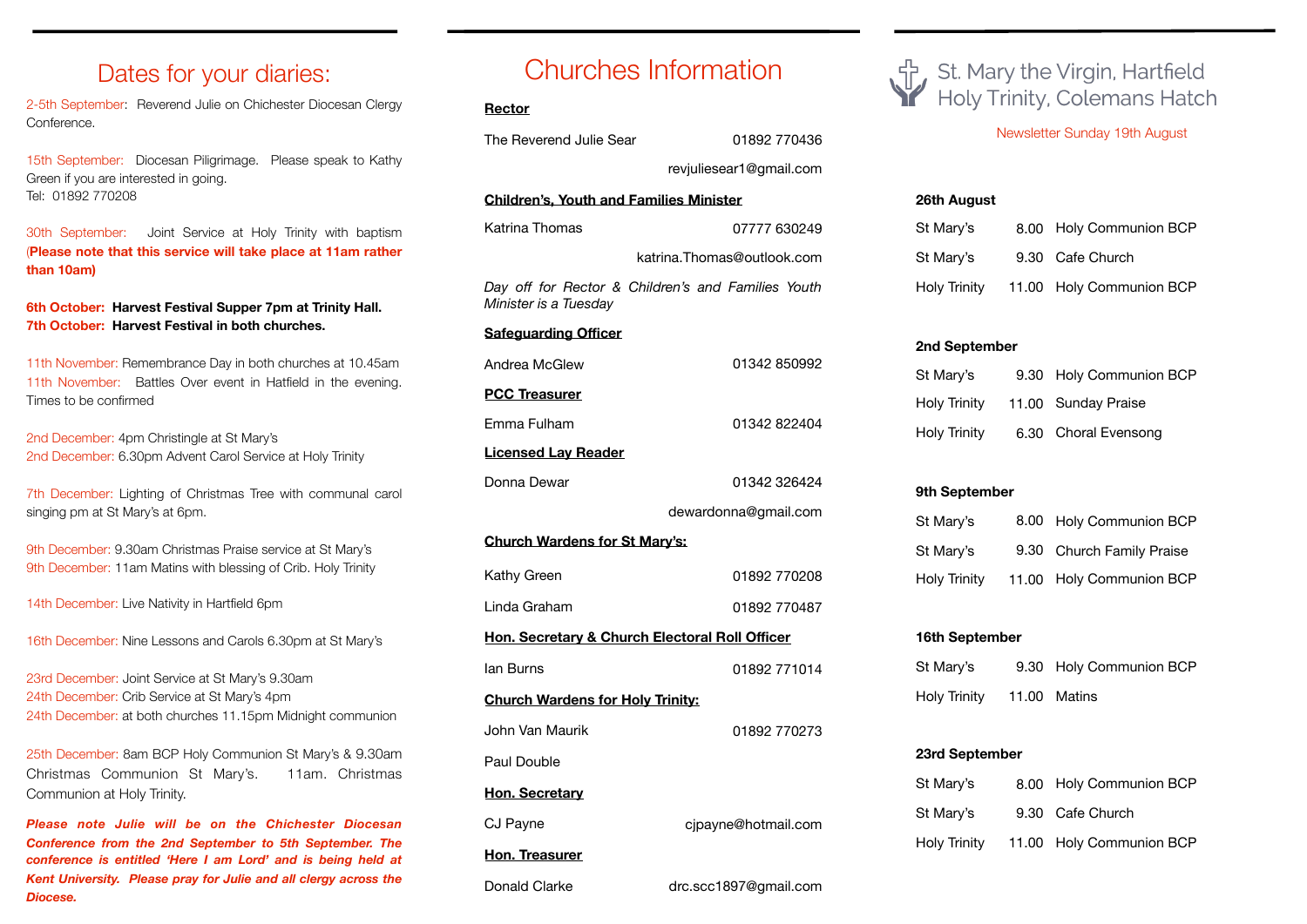## Dates for your diaries:

2-5th September: Reverend Julie on Chichester Diocesan Clergy Conference.

15th September: Diocesan Piligrimage. Please speak to Kathy Green if you are interested in going.
Tel: 01892 770208

30th September: Joint Service at Holy Trinity with baptism (**Please note that this service will take place at 11am rather than 10am)**

**6th October: Harvest Festival Supper 7pm at Trinity Hall.**
**7th October: Harvest Festival in both churches.**

11th November: Remembrance Day in both churches at 10.45am
11th November: Battles Over event in Hatfield in the evening. Times to be confirmed

2nd December: 4pm Christingle at St Mary's
2nd December: 6.30pm Advent Carol Service at Holy Trinity

7th December: Lighting of Christmas Tree with communal carol singing pm at St Mary's at 6pm.

9th December: 9.30am Christmas Praise service at St Mary's
9th December: 11am Matins with blessing of Crib. Holy Trinity

14th December: Live Nativity in Hartfield 6pm

16th December: Nine Lessons and Carols 6.30pm at St Mary's

23rd December: Joint Service at St Mary's 9.30am
24th December: Crib Service at St Mary's 4pm
24th December: at both churches 11.15pm Midnight communion

25th December: 8am BCP Holy Communion St Mary's & 9.30am Christmas Communion St Mary's. 11am. Christmas Communion at Holy Trinity.

***Please note Julie will be on the Chichester Diocesan Conference from the 2nd September to 5th September. The conference is entitled 'Here I am Lord' and is being held at Kent University. Please pray for Julie and all clergy across the Diocese.***

## Churches Information

**Rector**

The Reverend Julie Sear 01892 770436
revjuliesear1@gmail.com

**Children's, Youth and Families Minister**

Katrina Thomas 07777 630249
katrina.Thomas@outlook.com

*Day off for Rector & Children's and Families Youth Minister is a Tuesday*

**Safeguarding Officer**

Andrea McGlew 01342 850992

**PCC Treasurer**

Emma Fulham 01342 822404

**Licensed Lay Reader**

Donna Dewar 01342 326424
dewardonna@gmail.com

**Church Wardens for St Mary's:**

Kathy Green 01892 770208

Linda Graham 01892 770487

**Hon. Secretary & Church Electoral Roll Officer**

Ian Burns 01892 771014

**Church Wardens for Holy Trinity:**

John Van Maurik 01892 770273

Paul Double

**Hon. Secretary**

CJ Payne cjpayne@hotmail.com

**Hon. Treasurer**

Donald Clarke drc.scc1897@gmail.com

# St. Mary the Virgin, Hartfield
# Holy Trinity, Colemans Hatch

Newsletter Sunday 19th August

**26th August**

| | | |
|---|---|---|
| St Mary's | 8.00 | Holy Communion BCP |
| St Mary's | 9.30 | Cafe Church |
| Holy Trinity | 11.00 | Holy Communion BCP |

**2nd September**

| | | |
|---|---|---|
| St Mary's | 9.30 | Holy Communion BCP |
| Holy Trinity | 11.00 | Sunday Praise |
| Holy Trinity | 6.30 | Choral Evensong |

**9th September**

| | | |
|---|---|---|
| St Mary's | 8.00 | Holy Communion BCP |
| St Mary's | 9.30 | Church Family Praise |
| Holy Trinity | 11.00 | Holy Communion BCP |

**16th September**

| | | |
|---|---|---|
| St Mary's | 9.30 | Holy Communion BCP |
| Holy Trinity | 11.00 | Matins |

**23rd September**

| | | |
|---|---|---|
| St Mary's | 8.00 | Holy Communion BCP |
| St Mary's | 9.30 | Cafe Church |
| Holy Trinity | 11.00 | Holy Communion BCP |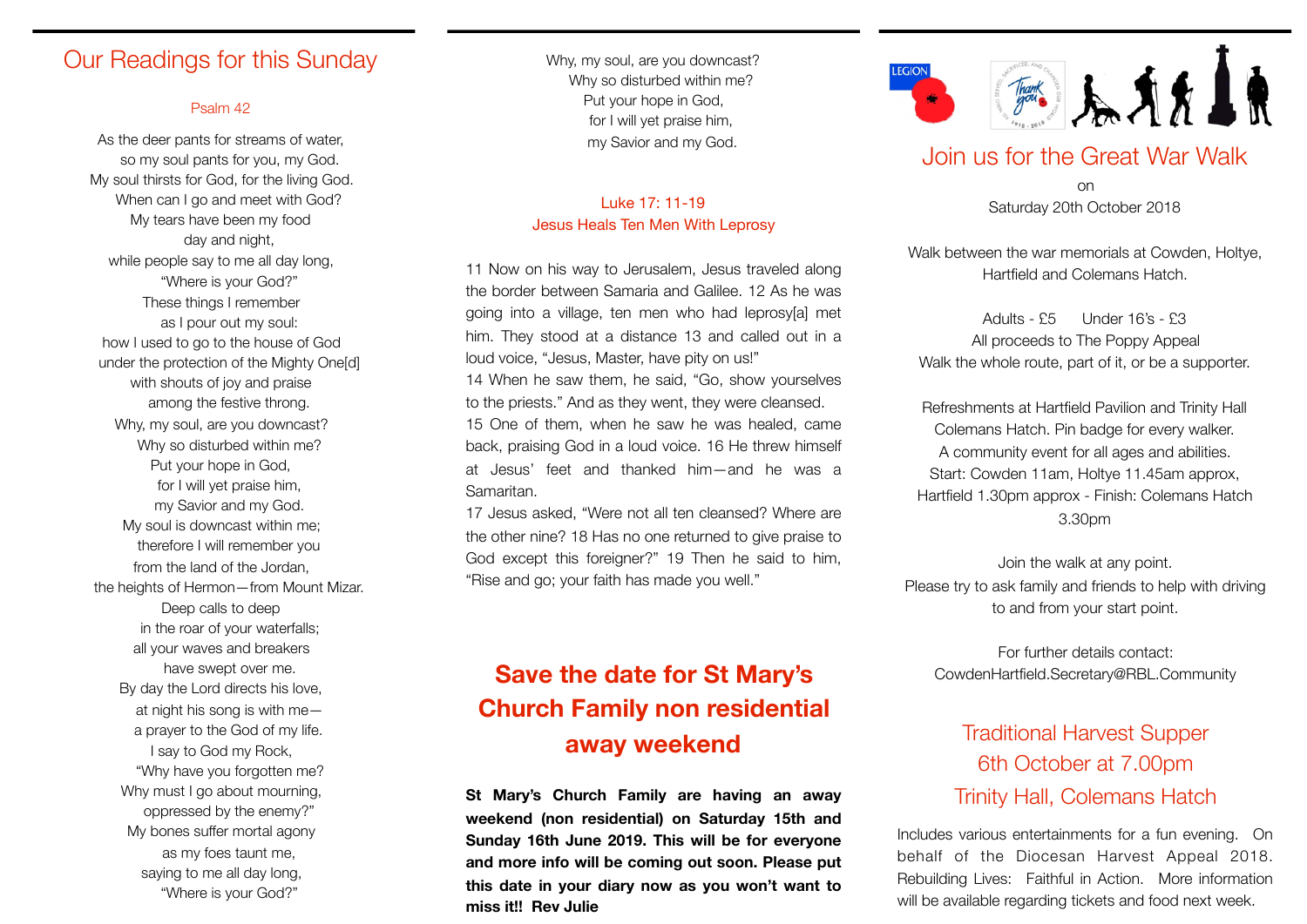## Our Readings for this Sunday

### Psalm 42

As the deer pants for streams of water,
so my soul pants for you, my God.
My soul thirsts for God, for the living God.
When can I go and meet with God?
My tears have been my food
day and night,
while people say to me all day long,
"Where is your God?"
These things I remember
as I pour out my soul:
how I used to go to the house of God
under the protection of the Mighty One[d]
with shouts of joy and praise
among the festive throng.
Why, my soul, are you downcast?
Why so disturbed within me?
Put your hope in God,
for I will yet praise him,
my Savior and my God.
My soul is downcast within me;
therefore I will remember you
from the land of the Jordan,
the heights of Hermon—from Mount Mizar.
Deep calls to deep
in the roar of your waterfalls;
all your waves and breakers
have swept over me.
By day the Lord directs his love,
at night his song is with me—
a prayer to the God of my life.
I say to God my Rock,
"Why have you forgotten me?
Why must I go about mourning,
oppressed by the enemy?"
My bones suffer mortal agony
as my foes taunt me,
saying to me all day long,
"Where is your God?"
Why, my soul, are you downcast?
Why so disturbed within me?
Put your hope in God,
for I will yet praise him,
my Savior and my God.

### Luke 17: 11-19
### Jesus Heals Ten Men With Leprosy

11 Now on his way to Jerusalem, Jesus traveled along the border between Samaria and Galilee. 12 As he was going into a village, ten men who had leprosy[a] met him. They stood at a distance 13 and called out in a loud voice, "Jesus, Master, have pity on us!"
14 When he saw them, he said, "Go, show yourselves to the priests." And as they went, they were cleansed.
15 One of them, when he saw he was healed, came back, praising God in a loud voice. 16 He threw himself at Jesus' feet and thanked him—and he was a Samaritan.
17 Jesus asked, "Were not all ten cleansed? Where are the other nine? 18 Has no one returned to give praise to God except this foreigner?" 19 Then he said to him, "Rise and go; your faith has made you well."

## Save the date for St Mary's Church Family non residential away weekend

**St Mary's Church Family are having an away weekend (non residential) on Saturday 15th and Sunday 16th June 2019. This will be for everyone and more info will be coming out soon. Please put this date in your diary now as you won't want to miss it!! Rev Julie**

## Join us for the Great War Walk

on
Saturday 20th October 2018

Walk between the war memorials at Cowden, Holtye, Hartfield and Colemans Hatch.

Adults - £5 Under 16's - £3
All proceeds to The Poppy Appeal
Walk the whole route, part of it, or be a supporter.

Refreshments at Hartfield Pavilion and Trinity Hall Colemans Hatch. Pin badge for every walker.
A community event for all ages and abilities.
Start: Cowden 11am, Holtye 11.45am approx, Hartfield 1.30pm approx - Finish: Colemans Hatch 3.30pm

Join the walk at any point.
Please try to ask family and friends to help with driving to and from your start point.

For further details contact:
CowdenHartfield.Secretary@RBL.Community

## Traditional Harvest Supper
## 6th October at 7.00pm
## Trinity Hall, Colemans Hatch

Includes various entertainments for a fun evening. On behalf of the Diocesan Harvest Appeal 2018. Rebuilding Lives: Faithful in Action. More information will be available regarding tickets and food next week.